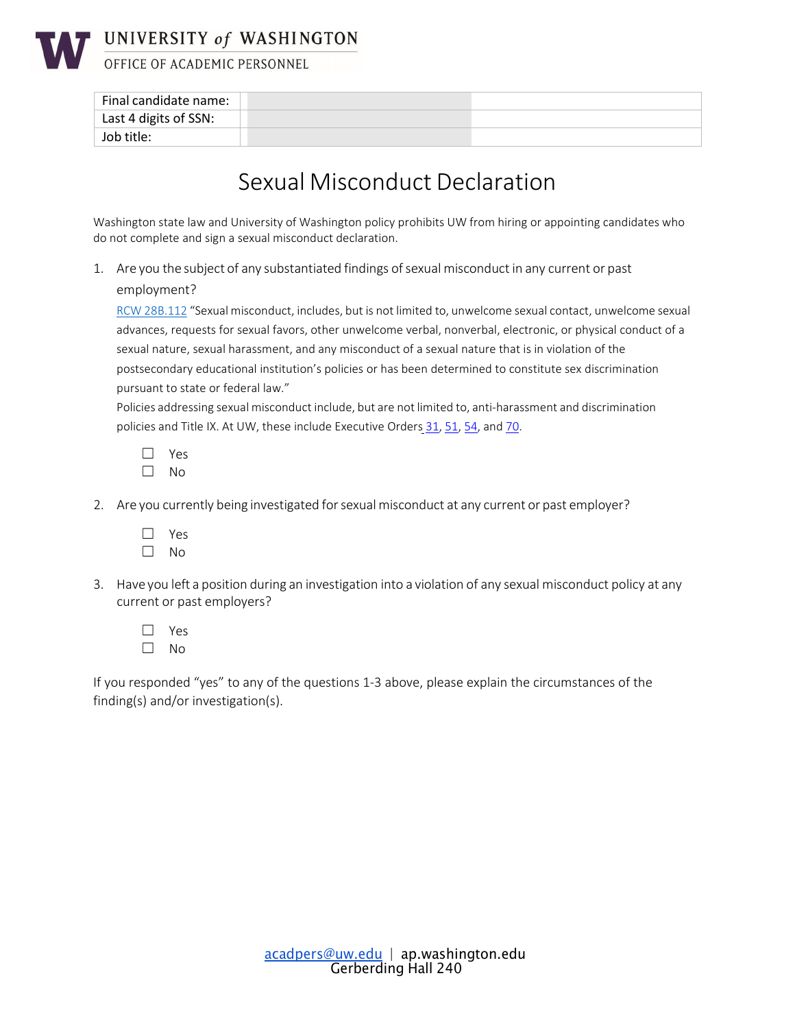UNIVERSITY of WASHINGTON
OFFICE OF ACADEMIC PERSONNEL

| Final candidate name: | | |
|---|---|---|
| Last 4 digits of SSN: | | |
| Job title: | | |

# Sexual Misconduct Declaration

Washington state law and University of Washington policy prohibits UW from hiring or appointing candidates who do not complete and sign a sexual misconduct declaration.

1. Are you the subject of any substantiated findings of sexual misconduct in any current or past employment?

   RCW 28B.112 "Sexual misconduct, includes, but is not limited to, unwelcome sexual contact, unwelcome sexual advances, requests for sexual favors, other unwelcome verbal, nonverbal, electronic, or physical conduct of a sexual nature, sexual harassment, and any misconduct of a sexual nature that is in violation of the postsecondary educational institution's policies or has been determined to constitute sex discrimination pursuant to state or federal law."

   Policies addressing sexual misconduct include, but are not limited to, anti-harassment and discrimination policies and Title IX. At UW, these include Executive Orders 31, 51, 54, and 70.

   ☐ Yes
   ☐ No

2. Are you currently being investigated for sexual misconduct at any current or past employer?

   ☐ Yes
   ☐ No

3. Have you left a position during an investigation into a violation of any sexual misconduct policy at any current or past employers?

   ☐ Yes
   ☐ No

If you responded "yes" to any of the questions 1-3 above, please explain the circumstances of the finding(s) and/or investigation(s).

acadpers@uw.edu | ap.washington.edu
Gerberding Hall 240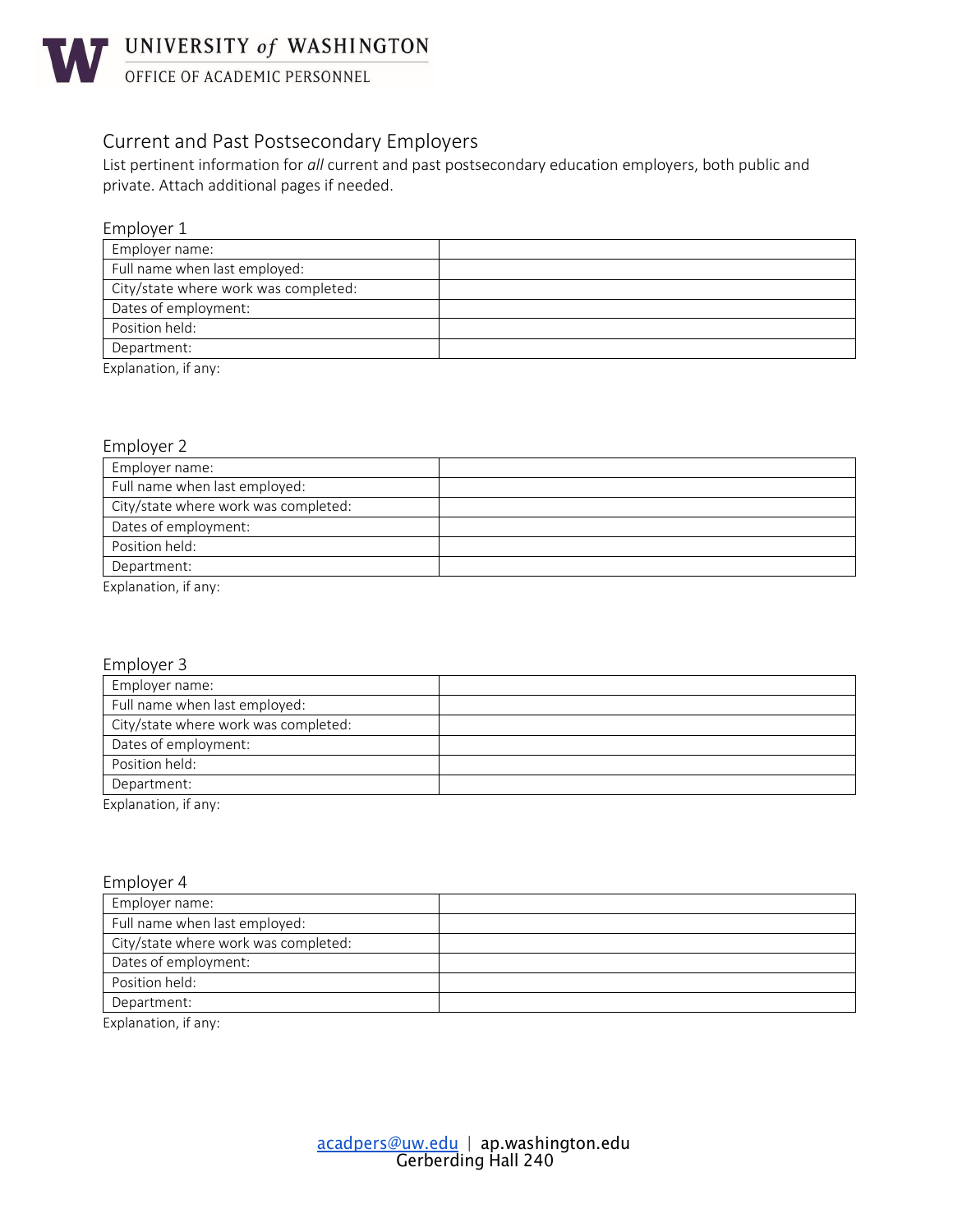# UNIVERSITY *of* WASHINGTON
OFFICE OF ACADEMIC PERSONNEL

## Current and Past Postsecondary Employers

List pertinent information for *all* current and past postsecondary education employers, both public and private. Attach additional pages if needed.

### Employer 1

| Employer name: | |
|---|---|
| Full name when last employed: | |
| City/state where work was completed: | |
| Dates of employment: | |
| Position held: | |
| Department: | |

Explanation, if any:

### Employer 2

| Employer name: | |
|---|---|
| Full name when last employed: | |
| City/state where work was completed: | |
| Dates of employment: | |
| Position held: | |
| Department: | |

Explanation, if any:

### Employer 3

| Employer name: | |
|---|---|
| Full name when last employed: | |
| City/state where work was completed: | |
| Dates of employment: | |
| Position held: | |
| Department: | |

Explanation, if any:

### Employer 4

| Employer name: | |
|---|---|
| Full name when last employed: | |
| City/state where work was completed: | |
| Dates of employment: | |
| Position held: | |
| Department: | |

Explanation, if any:

acadpers@uw.edu | ap.washington.edu
Gerberding Hall 240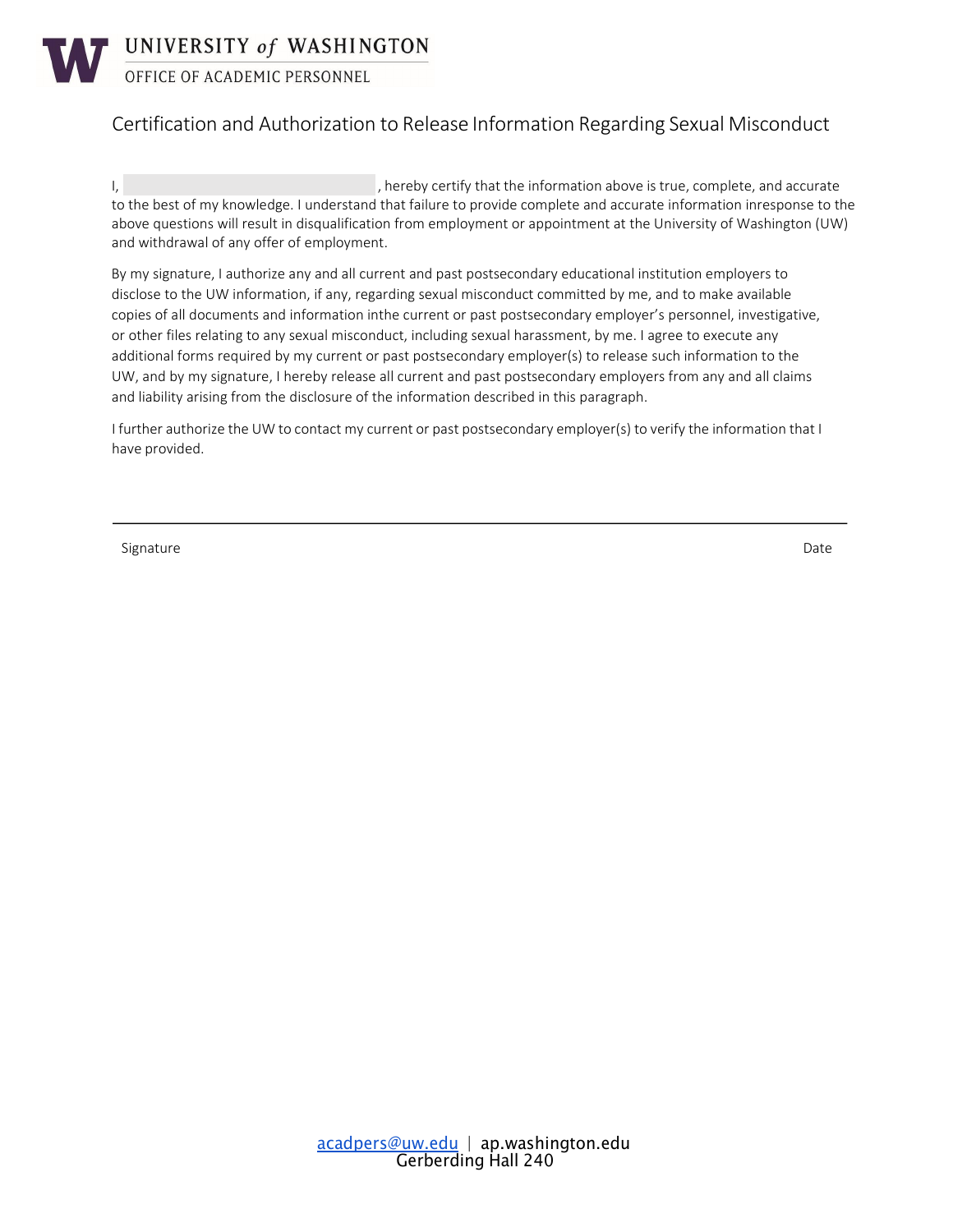UNIVERSITY *of* WASHINGTON

OFFICE OF ACADEMIC PERSONNEL

# Certification and Authorization to Release Information Regarding Sexual Misconduct

I, ______________________________, hereby certify that the information above is true, complete, and accurate to the best of my knowledge. I understand that failure to provide complete and accurate information inresponse to the above questions will result in disqualification from employment or appointment at the University of Washington (UW) and withdrawal of any offer of employment.

By my signature, I authorize any and all current and past postsecondary educational institution employers to disclose to the UW information, if any, regarding sexual misconduct committed by me, and to make available copies of all documents and information inthe current or past postsecondary employer's personnel, investigative, or other files relating to any sexual misconduct, including sexual harassment, by me. I agree to execute any additional forms required by my current or past postsecondary employer(s) to release such information to the UW, and by my signature, I hereby release all current and past postsecondary employers from any and all claims and liability arising from the disclosure of the information described in this paragraph.

I further authorize the UW to contact my current or past postsecondary employer(s) to verify the information that I have provided.

______________________________________________________________________

Signature                                                                                                                                                Date

acadpers@uw.edu | ap.washington.edu
Gerberding Hall 240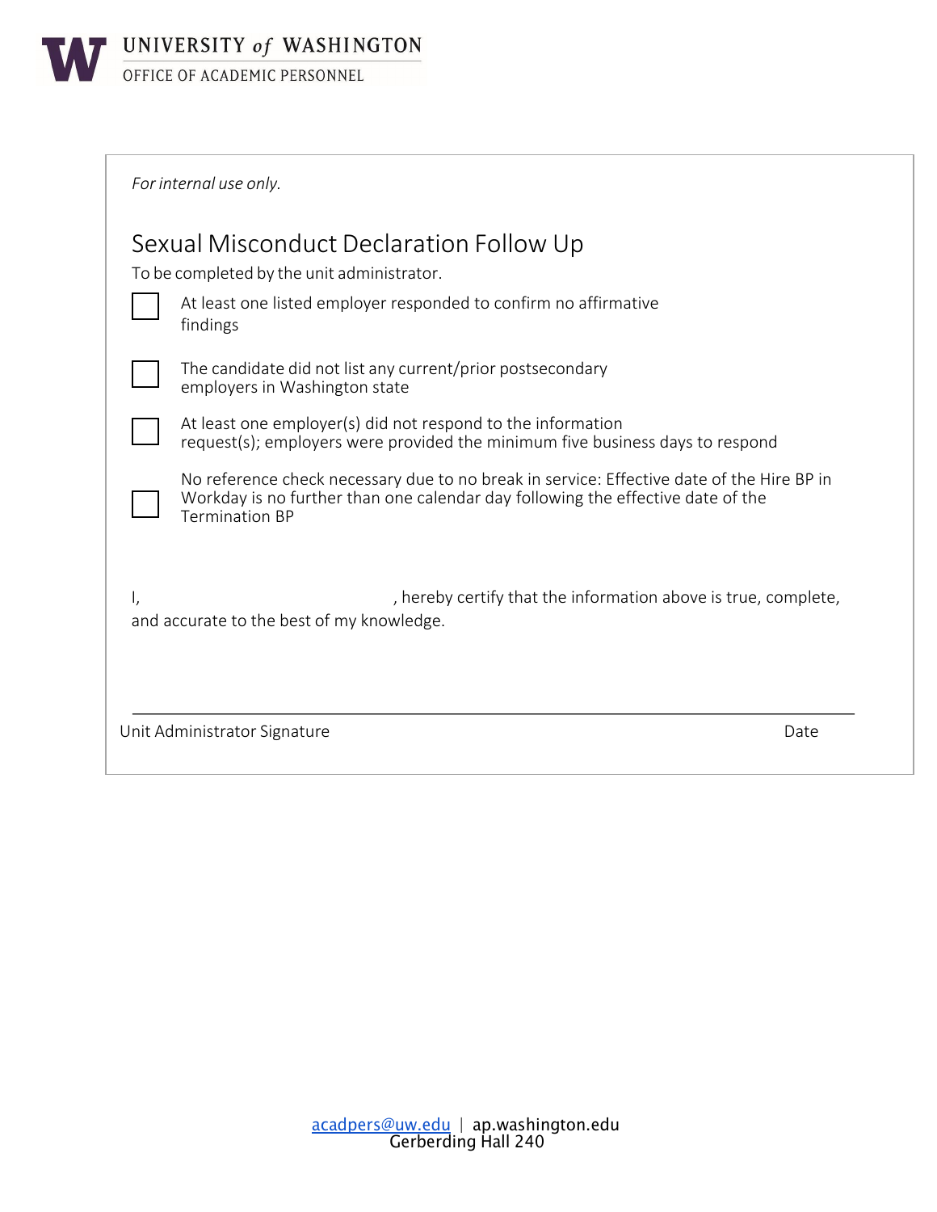UNIVERSITY *of* WASHINGTON
OFFICE OF ACADEMIC PERSONNEL

*For internal use only.*

## Sexual Misconduct Declaration Follow Up

To be completed by the unit administrator.

☐ At least one listed employer responded to confirm no affirmative findings

☐ The candidate did not list any current/prior postsecondary employers in Washington state

☐ At least one employer(s) did not respond to the information request(s); employers were provided the minimum five business days to respond

☐ No reference check necessary due to no break in service: Effective date of the Hire BP in Workday is no further than one calendar day following the effective date of the Termination BP

I, ______________________________, hereby certify that the information above is true, complete, and accurate to the best of my knowledge.

_______________________________________________________________

Unit Administrator Signature  Date

acadpers@uw.edu | ap.washington.edu
Gerberding Hall 240